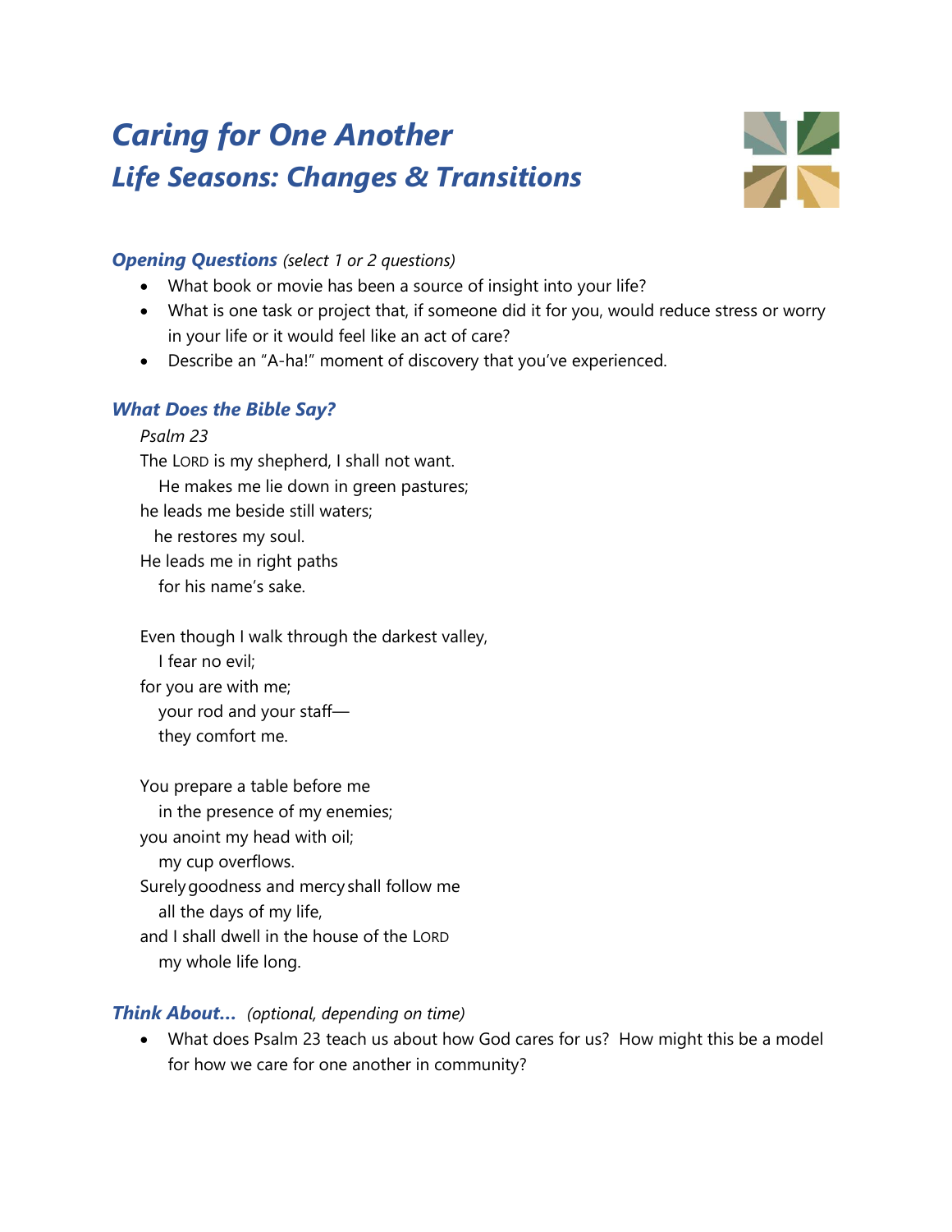# *Caring for One Another*
## *Life Seasons: Changes & Transitions*

### ***Opening Questions*** *(select 1 or 2 questions)*

- What book or movie has been a source of insight into your life?
- What is one task or project that, if someone did it for you, would reduce stress or worry in your life or it would feel like an act of care?
- Describe an "A-ha!" moment of discovery that you've experienced.

### ***What Does the Bible Say?***

*Psalm 23*

The LORD is my shepherd, I shall not want.
He makes me lie down in green pastures;
he leads me beside still waters;
he restores my soul.
He leads me in right paths
for his name's sake.

Even though I walk through the darkest valley,
I fear no evil;
for you are with me;
your rod and your staff—
they comfort me.

You prepare a table before me
in the presence of my enemies;
you anoint my head with oil;
my cup overflows.
Surely goodness and mercy shall follow me
all the days of my life,
and I shall dwell in the house of the LORD
my whole life long.

### ***Think About…*** *(optional, depending on time)*

- What does Psalm 23 teach us about how God cares for us? How might this be a model for how we care for one another in community?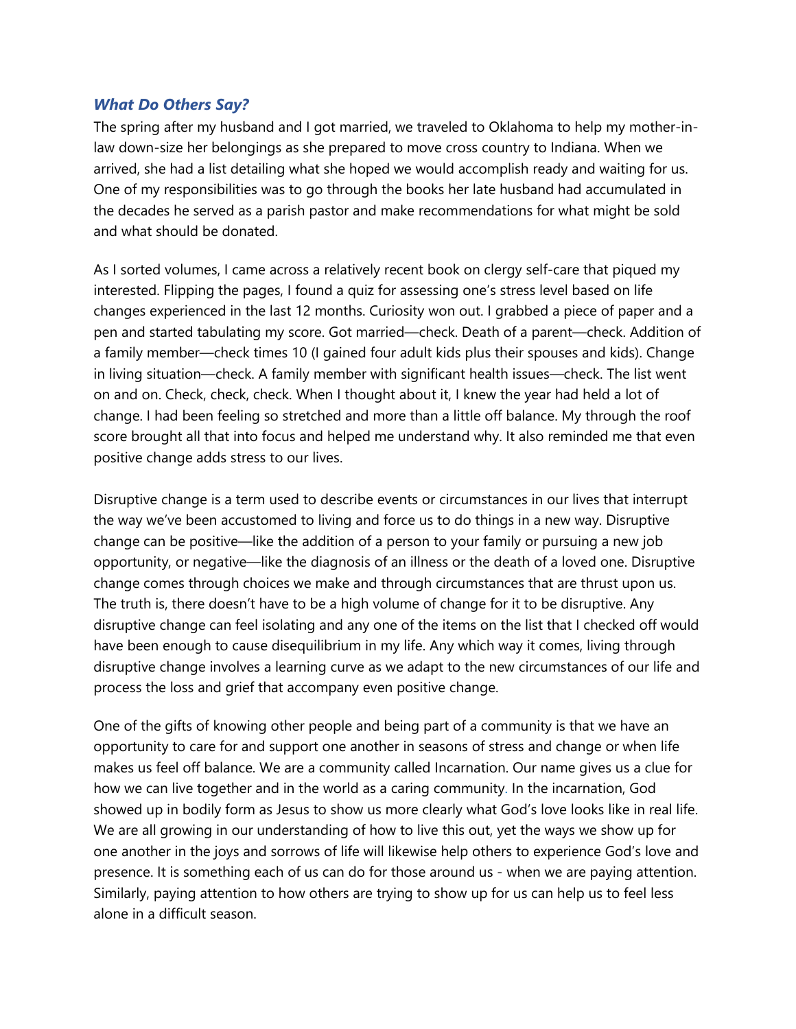### ***What Do Others Say?***

The spring after my husband and I got married, we traveled to Oklahoma to help my mother-in-law down-size her belongings as she prepared to move cross country to Indiana. When we arrived, she had a list detailing what she hoped we would accomplish ready and waiting for us. One of my responsibilities was to go through the books her late husband had accumulated in the decades he served as a parish pastor and make recommendations for what might be sold and what should be donated.

As I sorted volumes, I came across a relatively recent book on clergy self-care that piqued my interested. Flipping the pages, I found a quiz for assessing one's stress level based on life changes experienced in the last 12 months. Curiosity won out. I grabbed a piece of paper and a pen and started tabulating my score. Got married—check. Death of a parent—check. Addition of a family member—check times 10 (I gained four adult kids plus their spouses and kids). Change in living situation—check. A family member with significant health issues—check. The list went on and on. Check, check, check. When I thought about it, I knew the year had held a lot of change. I had been feeling so stretched and more than a little off balance. My through the roof score brought all that into focus and helped me understand why. It also reminded me that even positive change adds stress to our lives.

Disruptive change is a term used to describe events or circumstances in our lives that interrupt the way we've been accustomed to living and force us to do things in a new way. Disruptive change can be positive—like the addition of a person to your family or pursuing a new job opportunity, or negative—like the diagnosis of an illness or the death of a loved one. Disruptive change comes through choices we make and through circumstances that are thrust upon us. The truth is, there doesn't have to be a high volume of change for it to be disruptive. Any disruptive change can feel isolating and any one of the items on the list that I checked off would have been enough to cause disequilibrium in my life. Any which way it comes, living through disruptive change involves a learning curve as we adapt to the new circumstances of our life and process the loss and grief that accompany even positive change.

One of the gifts of knowing other people and being part of a community is that we have an opportunity to care for and support one another in seasons of stress and change or when life makes us feel off balance. We are a community called Incarnation. Our name gives us a clue for how we can live together and in the world as a caring community. In the incarnation, God showed up in bodily form as Jesus to show us more clearly what God's love looks like in real life. We are all growing in our understanding of how to live this out, yet the ways we show up for one another in the joys and sorrows of life will likewise help others to experience God's love and presence. It is something each of us can do for those around us - when we are paying attention. Similarly, paying attention to how others are trying to show up for us can help us to feel less alone in a difficult season.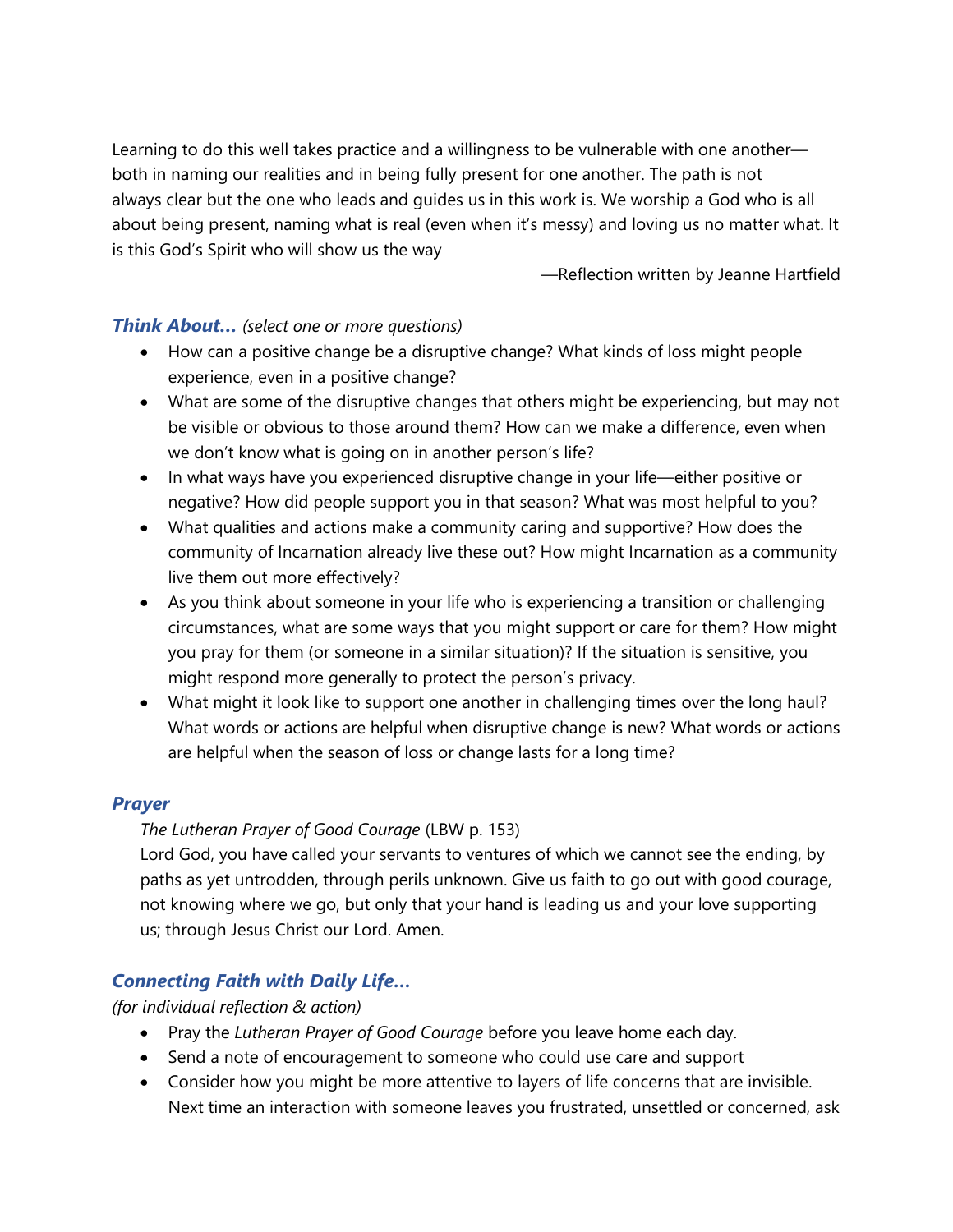Learning to do this well takes practice and a willingness to be vulnerable with one another—both in naming our realities and in being fully present for one another. The path is not always clear but the one who leads and guides us in this work is. We worship a God who is all about being present, naming what is real (even when it's messy) and loving us no matter what. It is this God's Spirit who will show us the way

—Reflection written by Jeanne Hartfield

### ***Think About…*** *(select one or more questions)*

- How can a positive change be a disruptive change? What kinds of loss might people experience, even in a positive change?
- What are some of the disruptive changes that others might be experiencing, but may not be visible or obvious to those around them? How can we make a difference, even when we don't know what is going on in another person's life?
- In what ways have you experienced disruptive change in your life—either positive or negative? How did people support you in that season? What was most helpful to you?
- What qualities and actions make a community caring and supportive? How does the community of Incarnation already live these out? How might Incarnation as a community live them out more effectively?
- As you think about someone in your life who is experiencing a transition or challenging circumstances, what are some ways that you might support or care for them? How might you pray for them (or someone in a similar situation)? If the situation is sensitive, you might respond more generally to protect the person's privacy.
- What might it look like to support one another in challenging times over the long haul? What words or actions are helpful when disruptive change is new? What words or actions are helpful when the season of loss or change lasts for a long time?

### ***Prayer***

*The Lutheran Prayer of Good Courage* (LBW p. 153)
Lord God, you have called your servants to ventures of which we cannot see the ending, by paths as yet untrodden, through perils unknown. Give us faith to go out with good courage, not knowing where we go, but only that your hand is leading us and your love supporting us; through Jesus Christ our Lord. Amen.

### ***Connecting Faith with Daily Life…***

*(for individual reflection & action)*

- Pray the *Lutheran Prayer of Good Courage* before you leave home each day.
- Send a note of encouragement to someone who could use care and support
- Consider how you might be more attentive to layers of life concerns that are invisible. Next time an interaction with someone leaves you frustrated, unsettled or concerned, ask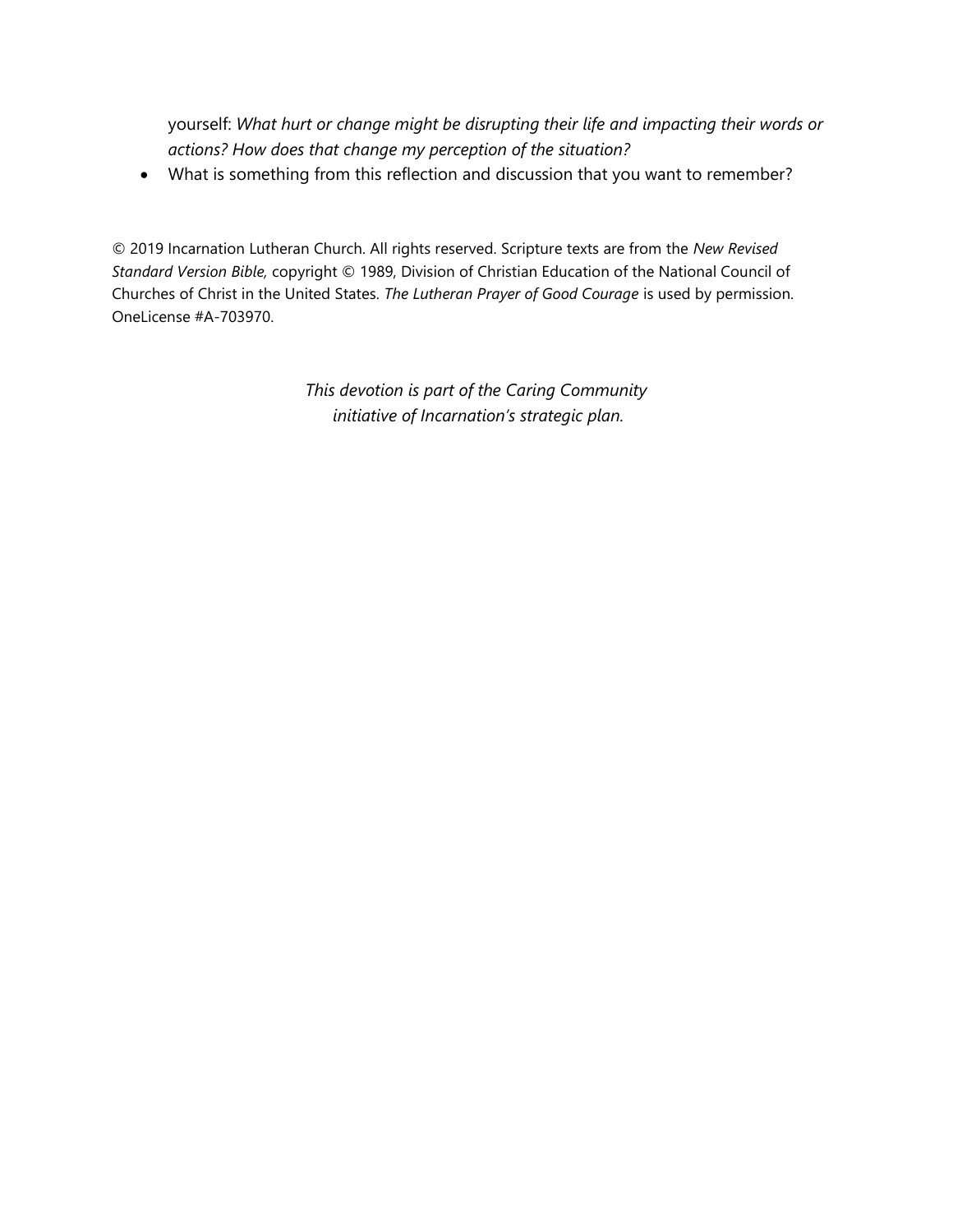yourself: *What hurt or change might be disrupting their life and impacting their words or actions? How does that change my perception of the situation?*

- What is something from this reflection and discussion that you want to remember?

© 2019 Incarnation Lutheran Church. All rights reserved. Scripture texts are from the *New Revised Standard Version Bible,* copyright © 1989, Division of Christian Education of the National Council of Churches of Christ in the United States. *The Lutheran Prayer of Good Courage* is used by permission. OneLicense #A-703970.

*This devotion is part of the Caring Community initiative of Incarnation's strategic plan.*